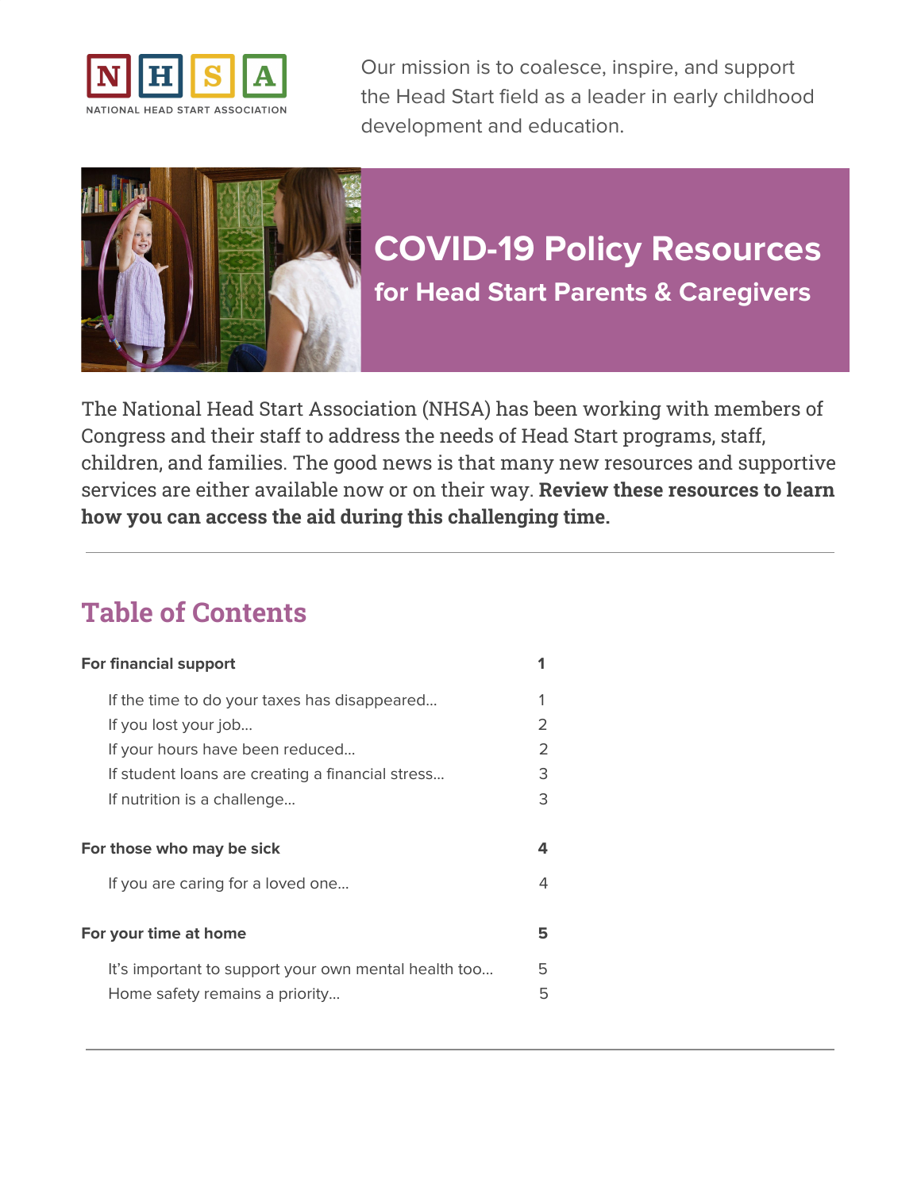NHSA
NATIONAL HEAD START ASSOCIATION

Our mission is to coalesce, inspire, and support the Head Start field as a leader in early childhood development and education.

# COVID-19 Policy Resources

## for Head Start Parents & Caregivers

The National Head Start Association (NHSA) has been working with members of Congress and their staff to address the needs of Head Start programs, staff, children, and families. The good news is that many new resources and supportive services are either available now or on their way. **Review these resources to learn how you can access the aid during this challenging time.**

---

## Table of Contents

| | |
|---|---|
| **For financial support** | **1** |
| If the time to do your taxes has disappeared... | 1 |
| If you lost your job... | 2 |
| If your hours have been reduced... | 2 |
| If student loans are creating a financial stress... | 3 |
| If nutrition is a challenge... | 3 |
| **For those who may be sick** | **4** |
| If you are caring for a loved one... | 4 |
| **For your time at home** | **5** |
| It's important to support your own mental health too... | 5 |
| Home safety remains a priority... | 5 |

---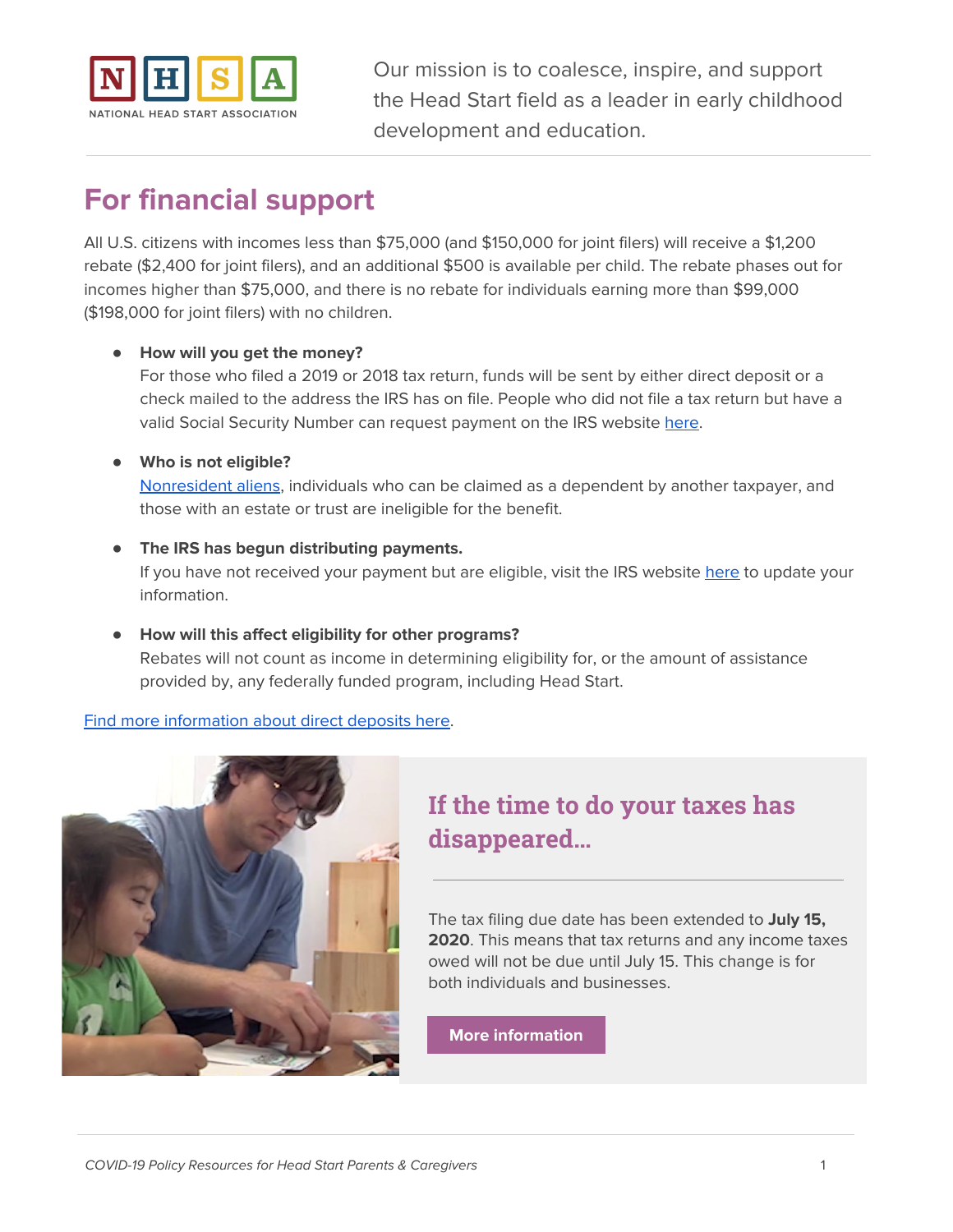Our mission is to coalesce, inspire, and support the Head Start field as a leader in early childhood development and education.

## For financial support

All U.S. citizens with incomes less than $75,000 (and $150,000 for joint filers) will receive a $1,200 rebate ($2,400 for joint filers), and an additional $500 is available per child. The rebate phases out for incomes higher than $75,000, and there is no rebate for individuals earning more than $99,000 ($198,000 for joint filers) with no children.

- **How will you get the money?**
  For those who filed a 2019 or 2018 tax return, funds will be sent by either direct deposit or a check mailed to the address the IRS has on file. People who did not file a tax return but have a valid Social Security Number can request payment on the IRS website here.

- **Who is not eligible?**
  Nonresident aliens, individuals who can be claimed as a dependent by another taxpayer, and those with an estate or trust are ineligible for the benefit.

- **The IRS has begun distributing payments.**
  If you have not received your payment but are eligible, visit the IRS website here to update your information.

- **How will this affect eligibility for other programs?**
  Rebates will not count as income in determining eligibility for, or the amount of assistance provided by, any federally funded program, including Head Start.

Find more information about direct deposits here.

### If the time to do your taxes has disappeared...

The tax filing due date has been extended to **July 15, 2020**. This means that tax returns and any income taxes owed will not be due until July 15. This change is for both individuals and businesses.

More information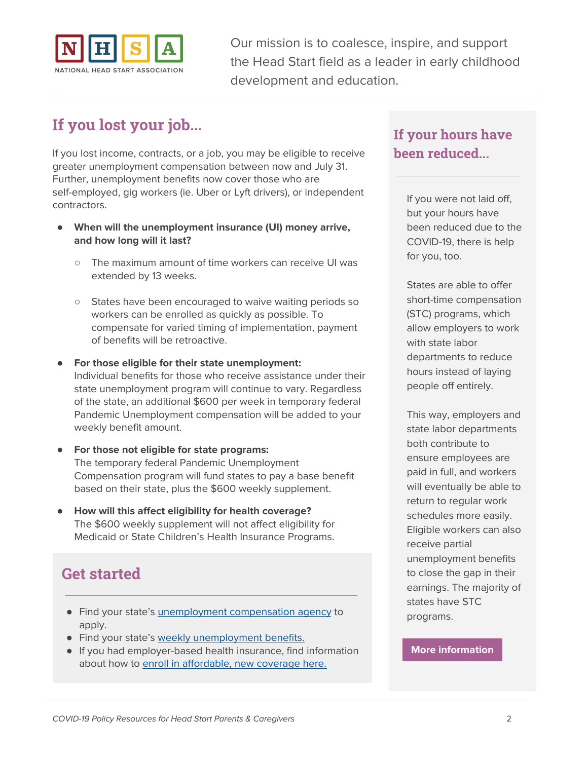Our mission is to coalesce, inspire, and support the Head Start field as a leader in early childhood development and education.

## If you lost your job...

If you lost income, contracts, or a job, you may be eligible to receive greater unemployment compensation between now and July 31. Further, unemployment benefits now cover those who are self-employed, gig workers (ie. Uber or Lyft drivers), or independent contractors.

- **When will the unemployment insurance (UI) money arrive, and how long will it last?**
  - The maximum amount of time workers can receive UI was extended by 13 weeks.
  - States have been encouraged to waive waiting periods so workers can be enrolled as quickly as possible. To compensate for varied timing of implementation, payment of benefits will be retroactive.
- **For those eligible for their state unemployment:** Individual benefits for those who receive assistance under their state unemployment program will continue to vary. Regardless of the state, an additional $600 per week in temporary federal Pandemic Unemployment compensation will be added to your weekly benefit amount.
- **For those not eligible for state programs:** The temporary federal Pandemic Unemployment Compensation program will fund states to pay a base benefit based on their state, plus the $600 weekly supplement.
- **How will this affect eligibility for health coverage?** The $600 weekly supplement will not affect eligibility for Medicaid or State Children's Health Insurance Programs.

## Get started

- Find your state's unemployment compensation agency to apply.
- Find your state's weekly unemployment benefits.
- If you had employer-based health insurance, find information about how to enroll in affordable, new coverage here.

## If your hours have been reduced...

If you were not laid off, but your hours have been reduced due to the COVID-19, there is help for you, too.

States are able to offer short-time compensation (STC) programs, which allow employers to work with state labor departments to reduce hours instead of laying people off entirely.

This way, employers and state labor departments both contribute to ensure employees are paid in full, and workers will eventually be able to return to regular work schedules more easily. Eligible workers can also receive partial unemployment benefits to close the gap in their earnings. The majority of states have STC programs.

**More information**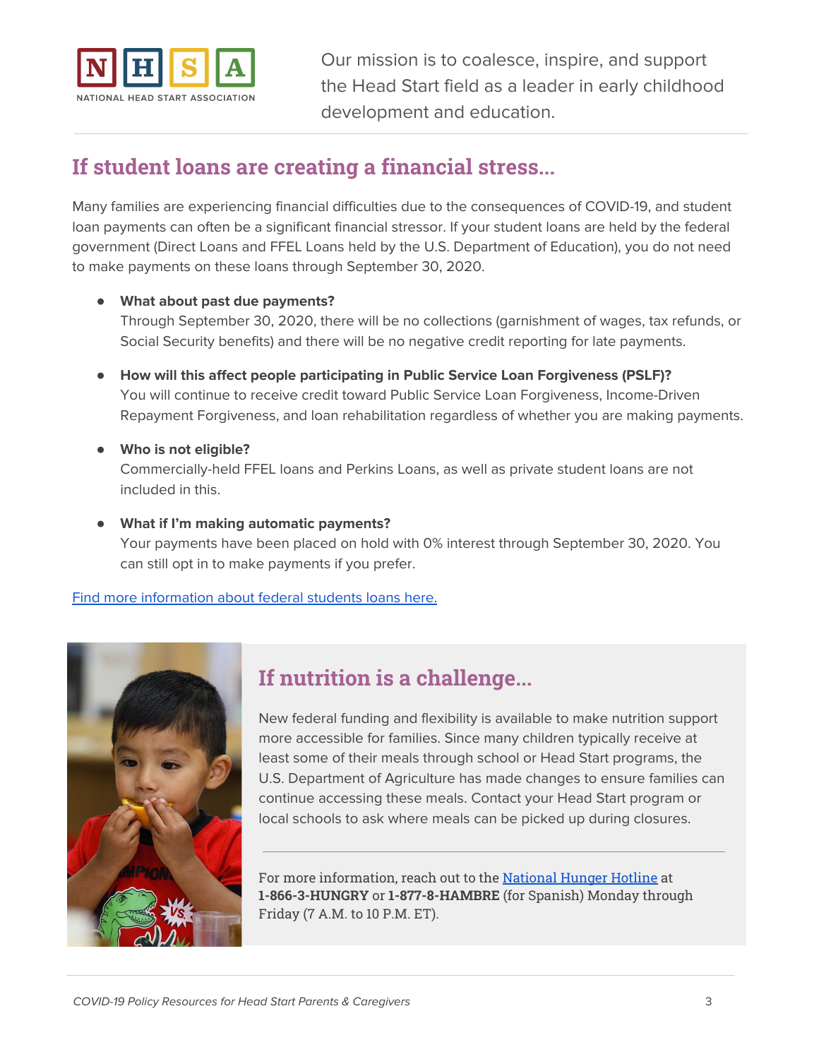Our mission is to coalesce, inspire, and support the Head Start field as a leader in early childhood development and education.

## If student loans are creating a financial stress...

Many families are experiencing financial difficulties due to the consequences of COVID-19, and student loan payments can often be a significant financial stressor. If your student loans are held by the federal government (Direct Loans and FFEL Loans held by the U.S. Department of Education), you do not need to make payments on these loans through September 30, 2020.

- **What about past due payments?**
  Through September 30, 2020, there will be no collections (garnishment of wages, tax refunds, or Social Security benefits) and there will be no negative credit reporting for late payments.

- **How will this affect people participating in Public Service Loan Forgiveness (PSLF)?**
  You will continue to receive credit toward Public Service Loan Forgiveness, Income-Driven Repayment Forgiveness, and loan rehabilitation regardless of whether you are making payments.

- **Who is not eligible?**
  Commercially-held FFEL loans and Perkins Loans, as well as private student loans are not included in this.

- **What if I'm making automatic payments?**
  Your payments have been placed on hold with 0% interest through September 30, 2020. You can still opt in to make payments if you prefer.

Find more information about federal students loans here.

## If nutrition is a challenge...

New federal funding and flexibility is available to make nutrition support more accessible for families. Since many children typically receive at least some of their meals through school or Head Start programs, the U.S. Department of Agriculture has made changes to ensure families can continue accessing these meals. Contact your Head Start program or local schools to ask where meals can be picked up during closures.

For more information, reach out to the National Hunger Hotline at **1-866-3-HUNGRY** or **1-877-8-HAMBRE** (for Spanish) Monday through Friday (7 A.M. to 10 P.M. ET).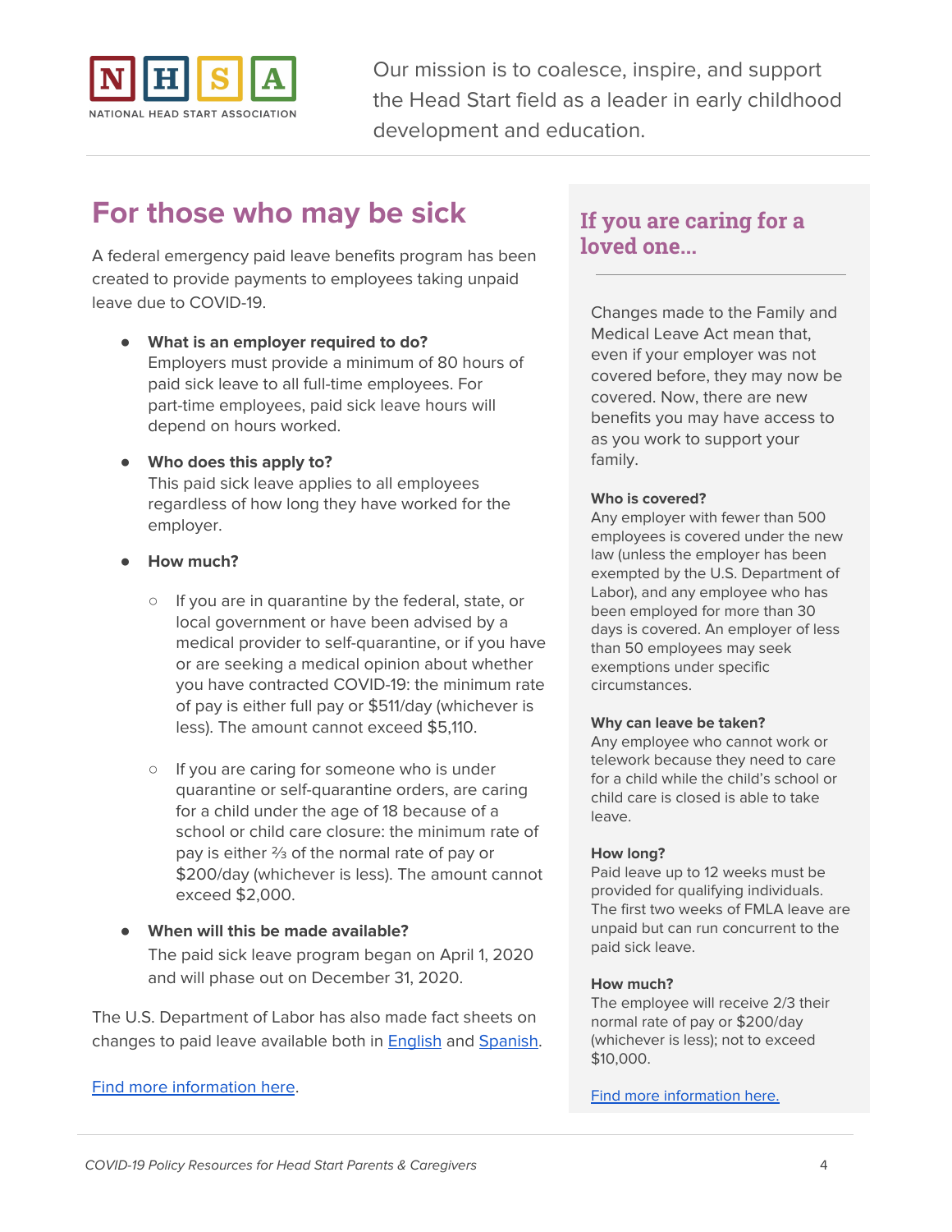Our mission is to coalesce, inspire, and support the Head Start field as a leader in early childhood development and education.

## For those who may be sick

A federal emergency paid leave benefits program has been created to provide payments to employees taking unpaid leave due to COVID-19.

- **What is an employer required to do?**
  Employers must provide a minimum of 80 hours of paid sick leave to all full-time employees. For part-time employees, paid sick leave hours will depend on hours worked.

- **Who does this apply to?**
  This paid sick leave applies to all employees regardless of how long they have worked for the employer.

- **How much?**
  - If you are in quarantine by the federal, state, or local government or have been advised by a medical provider to self-quarantine, or if you have or are seeking a medical opinion about whether you have contracted COVID-19: the minimum rate of pay is either full pay or $511/day (whichever is less). The amount cannot exceed $5,110.
  - If you are caring for someone who is under quarantine or self-quarantine orders, are caring for a child under the age of 18 because of a school or child care closure: the minimum rate of pay is either ⅔ of the normal rate of pay or $200/day (whichever is less). The amount cannot exceed $2,000.

- **When will this be made available?**
  The paid sick leave program began on April 1, 2020 and will phase out on December 31, 2020.

The U.S. Department of Labor has also made fact sheets on changes to paid leave available both in English and Spanish.

Find more information here.

## If you are caring for a loved one...

Changes made to the Family and Medical Leave Act mean that, even if your employer was not covered before, they may now be covered. Now, there are new benefits you may have access to as you work to support your family.

**Who is covered?**
Any employer with fewer than 500 employees is covered under the new law (unless the employer has been exempted by the U.S. Department of Labor), and any employee who has been employed for more than 30 days is covered. An employer of less than 50 employees may seek exemptions under specific circumstances.

**Why can leave be taken?**
Any employee who cannot work or telework because they need to care for a child while the child's school or child care is closed is able to take leave.

**How long?**
Paid leave up to 12 weeks must be provided for qualifying individuals. The first two weeks of FMLA leave are unpaid but can run concurrent to the paid sick leave.

**How much?**
The employee will receive 2/3 their normal rate of pay or $200/day (whichever is less); not to exceed $10,000.

Find more information here.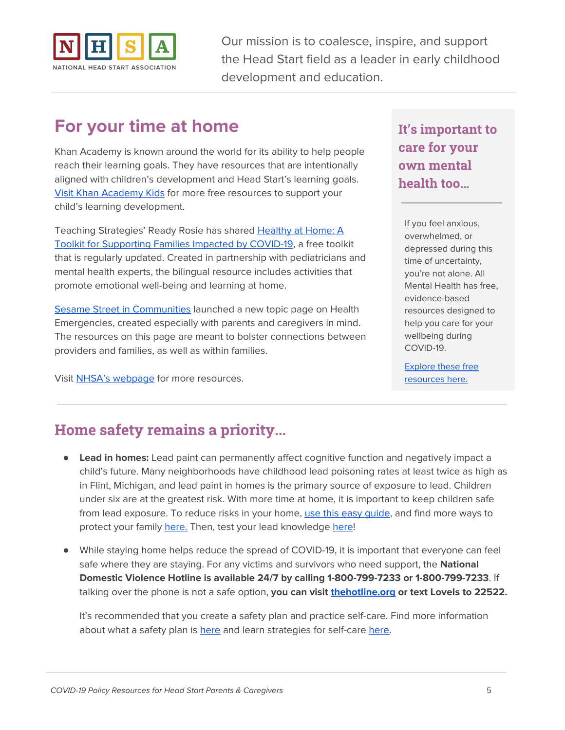NATIONAL HEAD START ASSOCIATION

Our mission is to coalesce, inspire, and support the Head Start field as a leader in early childhood development and education.

## For your time at home

Khan Academy is known around the world for its ability to help people reach their learning goals. They have resources that are intentionally aligned with children's development and Head Start's learning goals. Visit Khan Academy Kids for more free resources to support your child's learning development.

Teaching Strategies' Ready Rosie has shared Healthy at Home: A Toolkit for Supporting Families Impacted by COVID-19, a free toolkit that is regularly updated. Created in partnership with pediatricians and mental health experts, the bilingual resource includes activities that promote emotional well-being and learning at home.

Sesame Street in Communities launched a new topic page on Health Emergencies, created especially with parents and caregivers in mind. The resources on this page are meant to bolster connections between providers and families, as well as within families.

Visit NHSA's webpage for more resources.

### It's important to care for your own mental health too…

If you feel anxious, overwhelmed, or depressed during this time of uncertainty, you're not alone. All Mental Health has free, evidence-based resources designed to help you care for your wellbeing during COVID-19.

Explore these free resources here.

## Home safety remains a priority…

- **Lead in homes:** Lead paint can permanently affect cognitive function and negatively impact a child's future. Many neighborhoods have childhood lead poisoning rates at least twice as high as in Flint, Michigan, and lead paint in homes is the primary source of exposure to lead. Children under six are at the greatest risk. With more time at home, it is important to keep children safe from lead exposure. To reduce risks in your home, use this easy guide, and find more ways to protect your family here. Then, test your lead knowledge here!
- While staying home helps reduce the spread of COVID-19, it is important that everyone can feel safe where they are staying. For any victims and survivors who need support, the **National Domestic Violence Hotline is available 24/7 by calling 1-800-799-7233 or 1-800-799-7233**. If talking over the phone is not a safe option, **you can visit thehotline.org or text Lovels to 22522.**

  It's recommended that you create a safety plan and practice self-care. Find more information about what a safety plan is here and learn strategies for self-care here.